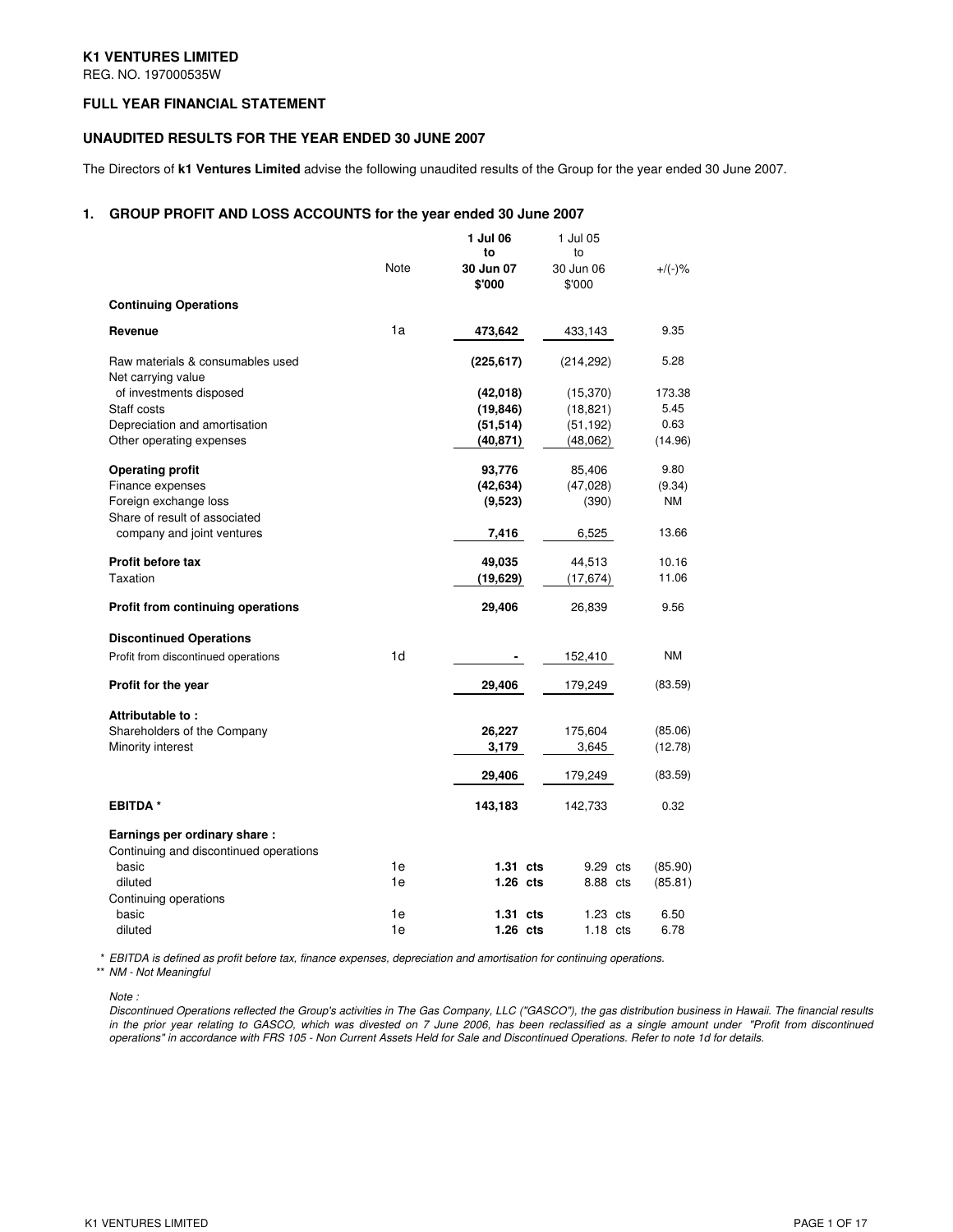**K1 VENTURES LIMITED**

REG. NO. 197000535W

**FULL YEAR FINANCIAL STATEMENT**

**UNAUDITED RESULTS FOR THE YEAR ENDED 30 JUNE 2007**

The Directors of **k1 Ventures Limited** advise the following unaudited results of the Group for the year ended 30 June 2007.

## 1. GROUP PROFIT AND LOSS ACCOUNTS for the year ended 30 June 2007

| | Note | 1 Jul 06 to 30 Jun 07 $'000 | 1 Jul 05 to 30 Jun 06 $'000 | +/(-)% |
|---|---|---|---|---|
| **Continuing Operations** | | | | |
| **Revenue** | 1a | **473,642** | 433,143 | 9.35 |
| Raw materials & consumables used | | **(225,617)** | (214,292) | 5.28 |
| Net carrying value of investments disposed | | **(42,018)** | (15,370) | 173.38 |
| Staff costs | | **(19,846)** | (18,821) | 5.45 |
| Depreciation and amortisation | | **(51,514)** | (51,192) | 0.63 |
| Other operating expenses | | **(40,871)** | (48,062) | (14.96) |
| **Operating profit** | | **93,776** | 85,406 | 9.80 |
| Finance expenses | | **(42,634)** | (47,028) | (9.34) |
| Foreign exchange loss | | **(9,523)** | (390) | NM |
| Share of result of associated company and joint ventures | | **7,416** | 6,525 | 13.66 |
| **Profit before tax** | | **49,035** | 44,513 | 10.16 |
| Taxation | | **(19,629)** | (17,674) | 11.06 |
| **Profit from continuing operations** | | **29,406** | 26,839 | 9.56 |
| **Discontinued Operations** | | | | |
| Profit from discontinued operations | 1d | **-** | 152,410 | NM |
| **Profit for the year** | | **29,406** | 179,249 | (83.59) |
| **Attributable to :** | | | | |
| Shareholders of the Company | | **26,227** | 175,604 | (85.06) |
| Minority interest | | **3,179** | 3,645 | (12.78) |
| | | **29,406** | 179,249 | (83.59) |
| **EBITDA \*** | | **143,183** | 142,733 | 0.32 |
| **Earnings per ordinary share :** | | | | |
| Continuing and discontinued operations | | | | |
| basic | 1e | **1.31 cts** | 9.29 cts | (85.90) |
| diluted | 1e | **1.26 cts** | 8.88 cts | (85.81) |
| Continuing operations | | | | |
| basic | 1e | **1.31 cts** | 1.23 cts | 6.50 |
| diluted | 1e | **1.26 cts** | 1.18 cts | 6.78 |

\* *EBITDA is defined as profit before tax, finance expenses, depreciation and amortisation for continuing operations.*

\*\* *NM - Not Meaningful*

*Note :*

*Discontinued Operations reflected the Group's activities in The Gas Company, LLC ("GASCO"), the gas distribution business in Hawaii. The financial results in the prior year relating to GASCO, which was divested on 7 June 2006, has been reclassified as a single amount under "Profit from discontinued operations" in accordance with FRS 105 - Non Current Assets Held for Sale and Discontinued Operations. Refer to note 1d for details.*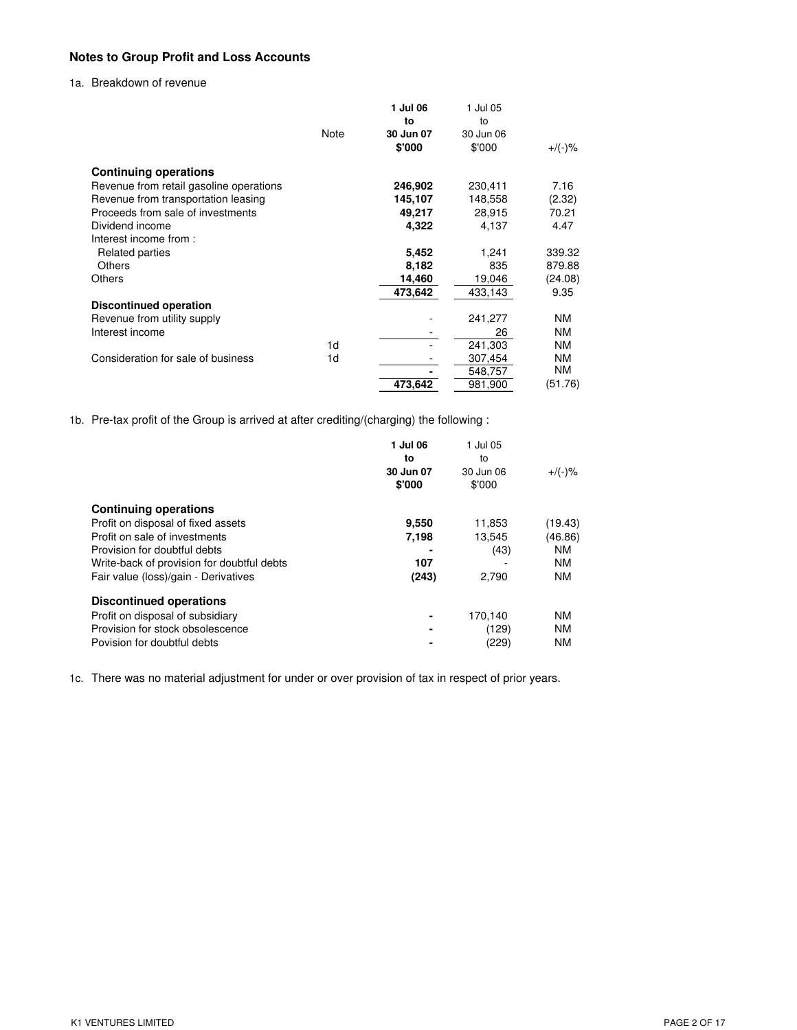## Notes to Group Profit and Loss Accounts

1a. Breakdown of revenue

| | Note | 1 Jul 06 to 30 Jun 07 $'000 | 1 Jul 05 to 30 Jun 06 $'000 | +/(-)% |
|---|---|---|---|---|
| **Continuing operations** | | | | |
| Revenue from retail gasoline operations | | **246,902** | 230,411 | 7.16 |
| Revenue from transportation leasing | | **145,107** | 148,558 | (2.32) |
| Proceeds from sale of investments | | **49,217** | 28,915 | 70.21 |
| Dividend income | | **4,322** | 4,137 | 4.47 |
| Interest income from : | | | | |
| Related parties | | **5,452** | 1,241 | 339.32 |
| Others | | **8,182** | 835 | 879.88 |
| Others | | **14,460** | 19,046 | (24.08) |
| | | 473,642 | 433,143 | 9.35 |
| **Discontinued operation** | | | | |
| Revenue from utility supply | | - | 241,277 | NM |
| Interest income | | - | 26 | NM |
| | 1d | - | 241,303 | NM |
| Consideration for sale of business | 1d | - | 307,454 | NM |
| | | **-** | 548,757 | NM |
| | | 473,642 | 981,900 | (51.76) |

1b. Pre-tax profit of the Group is arrived at after crediting/(charging) the following :

| | 1 Jul 06 to 30 Jun 07 $'000 | 1 Jul 05 to 30 Jun 06 $'000 | +/(-)% |
|---|---|---|---|
| **Continuing operations** | | | |
| Profit on disposal of fixed assets | **9,550** | 11,853 | (19.43) |
| Profit on sale of investments | **7,198** | 13,545 | (46.86) |
| Provision for doubtful debts | **-** | (43) | NM |
| Write-back of provision for doubtful debts | **107** | - | NM |
| Fair value (loss)/gain - Derivatives | **(243)** | 2,790 | NM |
| **Discontinued operations** | | | |
| Profit on disposal of subsidiary | **-** | 170,140 | NM |
| Provision for stock obsolescence | **-** | (129) | NM |
| Povision for doubtful debts | **-** | (229) | NM |

1c. There was no material adjustment for under or over provision of tax in respect of prior years.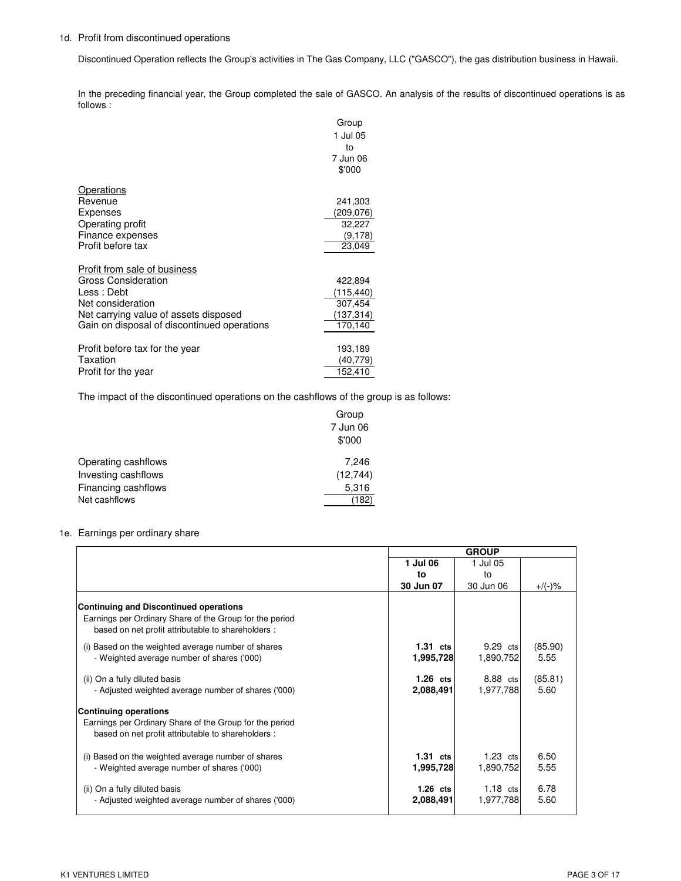1d. Profit from discontinued operations

Discontinued Operation reflects the Group's activities in The Gas Company, LLC ("GASCO"), the gas distribution business in Hawaii.

In the preceding financial year, the Group completed the sale of GASCO. An analysis of the results of discontinued operations is as follows :

| | Group 1 Jul 05 to 7 Jun 06 $'000 |
|---|---|
| **Operations** | |
| Revenue | 241,303 |
| Expenses | (209,076) |
| Operating profit | 32,227 |
| Finance expenses | (9,178) |
| Profit before tax | 23,049 |
| **Profit from sale of business** | |
| Gross Consideration | 422,894 |
| Less : Debt | (115,440) |
| Net consideration | 307,454 |
| Net carrying value of assets disposed | (137,314) |
| Gain on disposal of discontinued operations | 170,140 |
| Profit before tax for the year | 193,189 |
| Taxation | (40,779) |
| Profit for the year | 152,410 |

The impact of the discontinued operations on the cashflows of the group is as follows:

| | Group 7 Jun 06 $'000 |
|---|---|
| Operating cashflows | 7,246 |
| Investing cashflows | (12,744) |
| Financing cashflows | 5,316 |
| Net cashflows | (182) |

1e. Earnings per ordinary share

| | GROUP | | |
|---|---|---|---|
| | **1 Jul 06 to 30 Jun 07** | 1 Jul 05 to 30 Jun 06 | +/(-)% |
| **Continuing and Discontinued operations** | | | |
| Earnings per Ordinary Share of the Group for the period based on net profit attributable to shareholders : | | | |
| (i) Based on the weighted average number of shares | **1.31 cts** | 9.29 cts | (85.90) |
| - Weighted average number of shares ('000) | **1,995,728** | 1,890,752 | 5.55 |
| (ii) On a fully diluted basis | **1.26 cts** | 8.88 cts | (85.81) |
| - Adjusted weighted average number of shares ('000) | **2,088,491** | 1,977,788 | 5.60 |
| **Continuing operations** | | | |
| Earnings per Ordinary Share of the Group for the period based on net profit attributable to shareholders : | | | |
| (i) Based on the weighted average number of shares | **1.31 cts** | 1.23 cts | 6.50 |
| - Weighted average number of shares ('000) | **1,995,728** | 1,890,752 | 5.55 |
| (ii) On a fully diluted basis | **1.26 cts** | 1.18 cts | 6.78 |
| - Adjusted weighted average number of shares ('000) | **2,088,491** | 1,977,788 | 5.60 |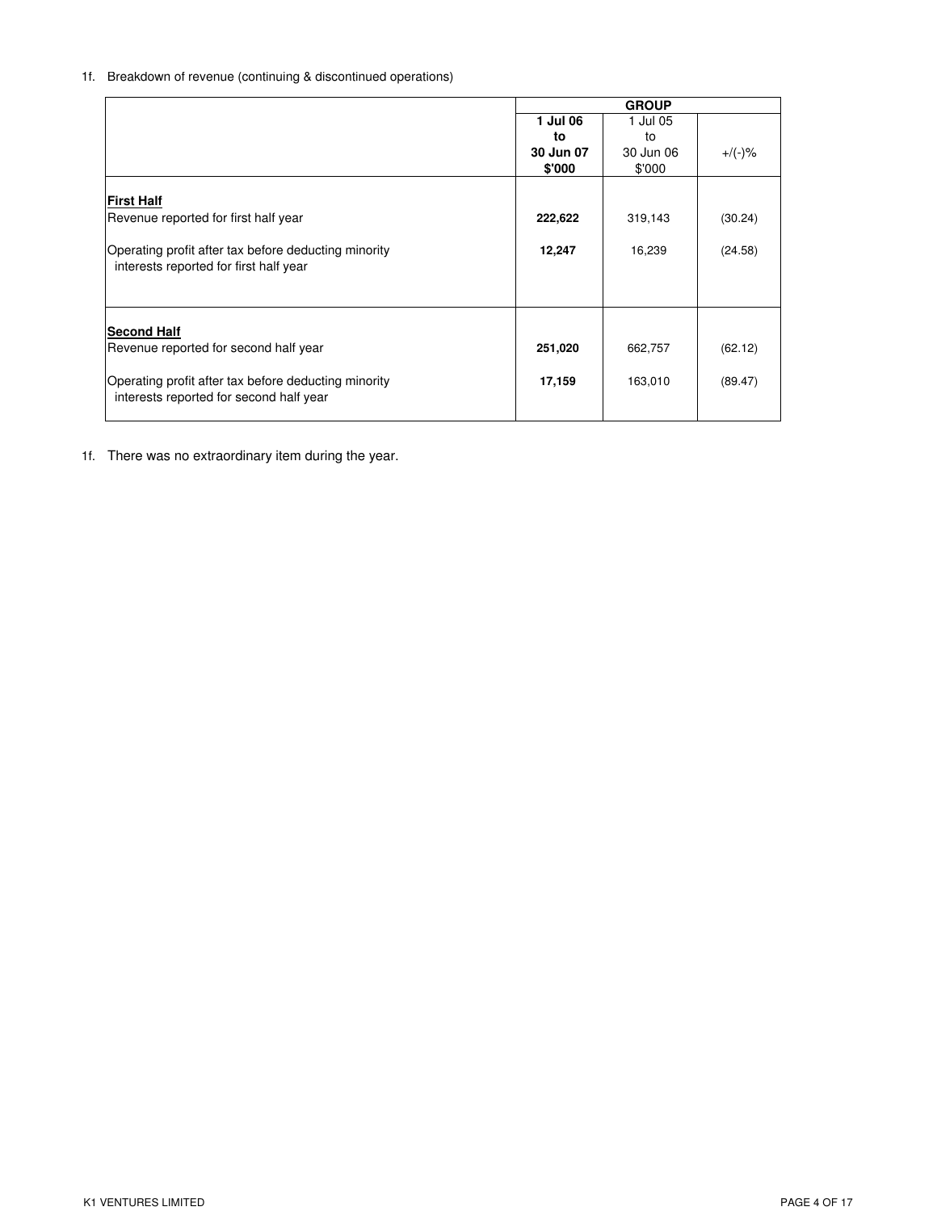1f. Breakdown of revenue (continuing & discontinued operations)

| | GROUP | | |
|---|---|---|---|
| | **1 Jul 06 to 30 Jun 07 $'000** | 1 Jul 05 to 30 Jun 06 $'000 | +/(-)% |
| **First Half** | | | |
| Revenue reported for first half year | **222,622** | 319,143 | (30.24) |
| Operating profit after tax before deducting minority interests reported for first half year | **12,247** | 16,239 | (24.58) |
| **Second Half** | | | |
| Revenue reported for second half year | **251,020** | 662,757 | (62.12) |
| Operating profit after tax before deducting minority interests reported for second half year | **17,159** | 163,010 | (89.47) |

1f. There was no extraordinary item during the year.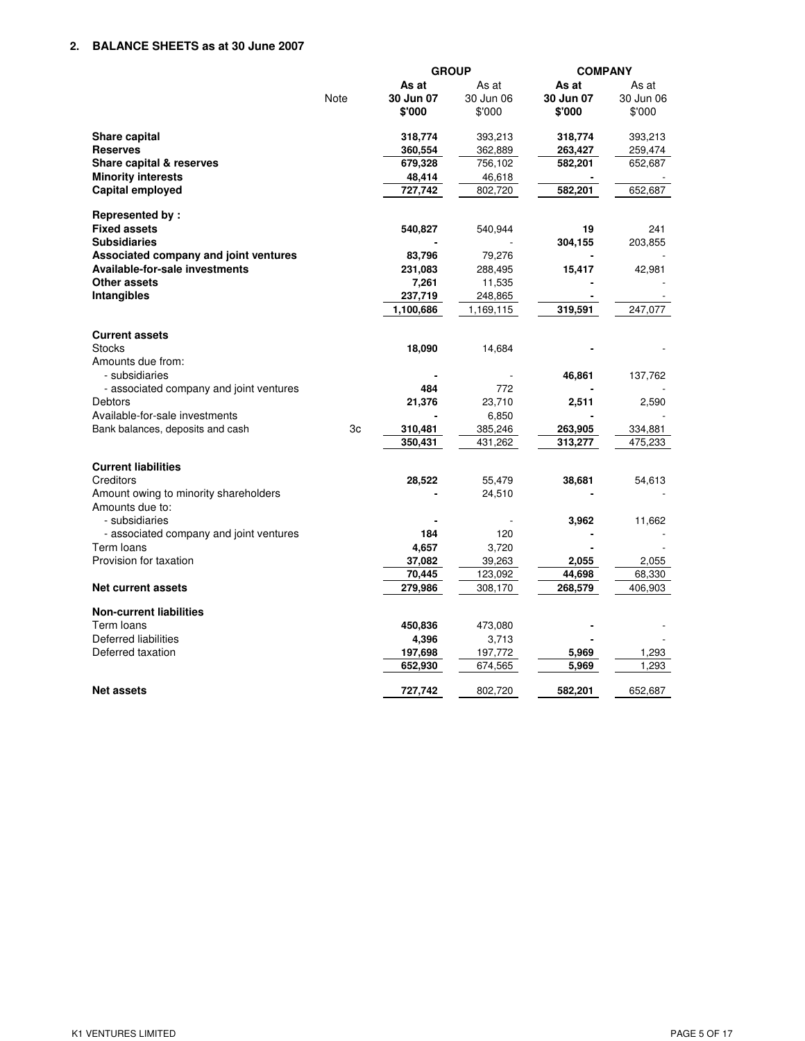## 2. BALANCE SHEETS as at 30 June 2007

| | Note | GROUP | | COMPANY | |
|---|---|---|---|---|---|
| | | **As at 30 Jun 07 $'000** | As at 30 Jun 06 $'000 | **As at 30 Jun 07 $'000** | As at 30 Jun 06 $'000 |
| **Share capital** | | **318,774** | 393,213 | **318,774** | 393,213 |
| **Reserves** | | **360,554** | 362,889 | **263,427** | 259,474 |
| **Share capital & reserves** | | **679,328** | 756,102 | **582,201** | 652,687 |
| **Minority interests** | | **48,414** | 46,618 | **-** | - |
| **Capital employed** | | **727,742** | 802,720 | **582,201** | 652,687 |
| | | | | | |
| **Represented by :** | | | | | |
| **Fixed assets** | | **540,827** | 540,944 | **19** | 241 |
| **Subsidiaries** | | **-** | - | **304,155** | 203,855 |
| **Associated company and joint ventures** | | **83,796** | 79,276 | **-** | - |
| **Available-for-sale investments** | | **231,083** | 288,495 | **15,417** | 42,981 |
| **Other assets** | | **7,261** | 11,535 | **-** | - |
| **Intangibles** | | **237,719** | 248,865 | **-** | - |
| | | **1,100,686** | 1,169,115 | **319,591** | 247,077 |
| | | | | | |
| **Current assets** | | | | | |
| Stocks | | **18,090** | 14,684 | **-** | - |
| Amounts due from: | | | | | |
| - subsidiaries | | **-** | - | **46,861** | 137,762 |
| - associated company and joint ventures | | **484** | 772 | **-** | - |
| Debtors | | **21,376** | 23,710 | **2,511** | 2,590 |
| Available-for-sale investments | | **-** | 6,850 | **-** | - |
| Bank balances, deposits and cash | 3c | **310,481** | 385,246 | **263,905** | 334,881 |
| | | **350,431** | 431,262 | **313,277** | 475,233 |
| | | | | | |
| **Current liabilities** | | | | | |
| Creditors | | **28,522** | 55,479 | **38,681** | 54,613 |
| Amount owing to minority shareholders | | **-** | 24,510 | **-** | - |
| Amounts due to: | | | | | |
| - subsidiaries | | **-** | - | **3,962** | 11,662 |
| - associated company and joint ventures | | **184** | 120 | **-** | - |
| Term loans | | **4,657** | 3,720 | **-** | - |
| Provision for taxation | | **37,082** | 39,263 | **2,055** | 2,055 |
| | | **70,445** | 123,092 | **44,698** | 68,330 |
| **Net current assets** | | **279,986** | 308,170 | **268,579** | 406,903 |
| | | | | | |
| **Non-current liabilities** | | | | | |
| Term loans | | **450,836** | 473,080 | **-** | - |
| Deferred liabilities | | **4,396** | 3,713 | **-** | - |
| Deferred taxation | | **197,698** | 197,772 | **5,969** | 1,293 |
| | | **652,930** | 674,565 | **5,969** | 1,293 |
| | | | | | |
| **Net assets** | | **727,742** | 802,720 | **582,201** | 652,687 |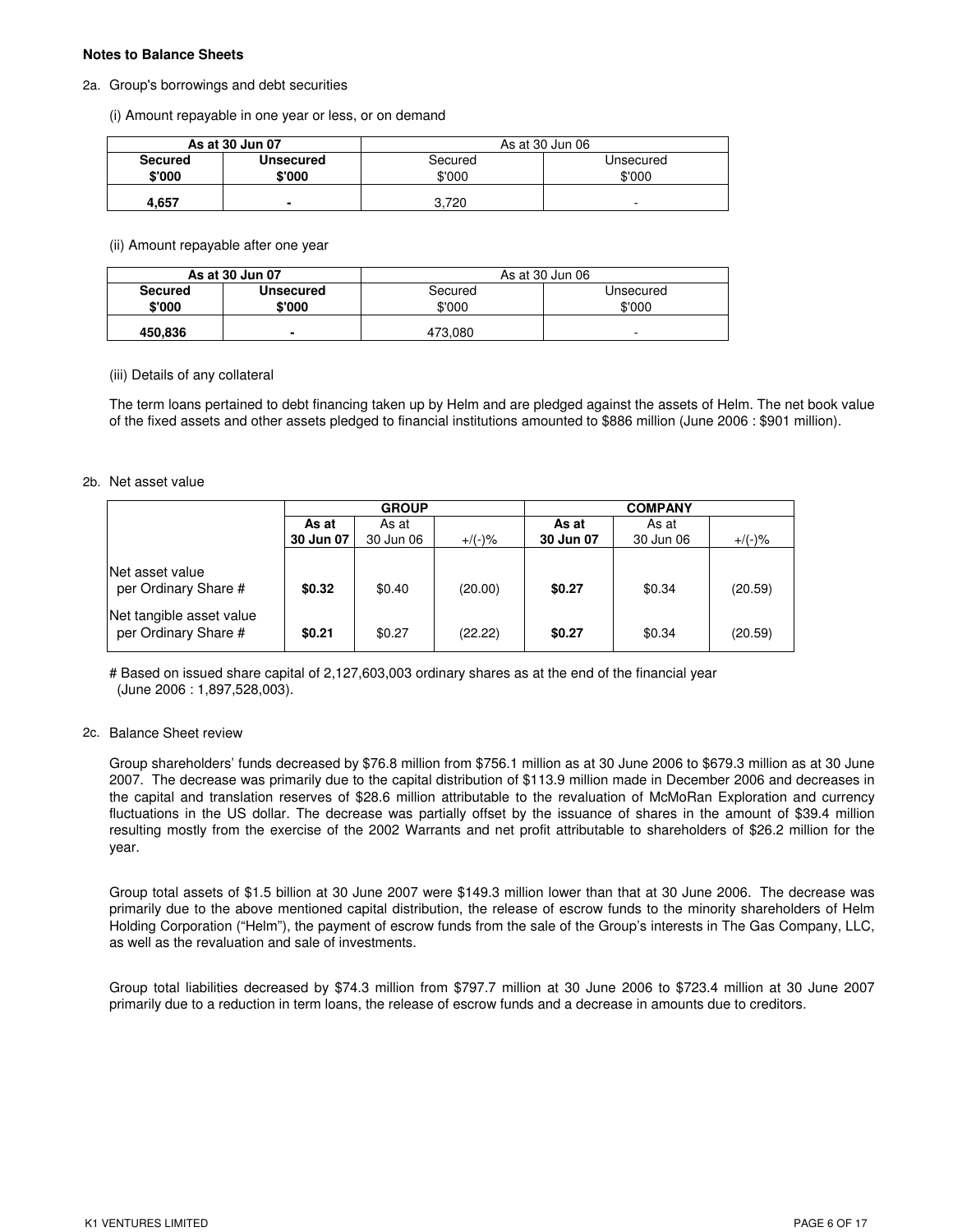**Notes to Balance Sheets**

2a. Group's borrowings and debt securities

(i) Amount repayable in one year or less, or on demand

| **As at 30 Jun 07** | | As at 30 Jun 06 | |
|---|---|---|---|
| **Secured $'000** | **Unsecured $'000** | Secured $'000 | Unsecured $'000 |
| **4,657** | **-** | 3,720 | - |

(ii) Amount repayable after one year

| **As at 30 Jun 07** | | As at 30 Jun 06 | |
|---|---|---|---|
| **Secured $'000** | **Unsecured $'000** | Secured $'000 | Unsecured $'000 |
| **450,836** | **-** | 473,080 | - |

(iii) Details of any collateral

The term loans pertained to debt financing taken up by Helm and are pledged against the assets of Helm. The net book value of the fixed assets and other assets pledged to financial institutions amounted to $886 million (June 2006 : $901 million).

2b. Net asset value

| | **GROUP** | | | **COMPANY** | | |
|---|---|---|---|---|---|---|
| | **As at 30 Jun 07** | As at 30 Jun 06 | +/(-)% | **As at 30 Jun 07** | As at 30 Jun 06 | +/(-)% |
| Net asset value per Ordinary Share # | **$0.32** | $0.40 | (20.00) | **$0.27** | $0.34 | (20.59) |
| Net tangible asset value per Ordinary Share # | **$0.21** | $0.27 | (22.22) | **$0.27** | $0.34 | (20.59) |

# Based on issued share capital of 2,127,603,003 ordinary shares as at the end of the financial year (June 2006 : 1,897,528,003).

2c. Balance Sheet review

Group shareholders' funds decreased by $76.8 million from $756.1 million as at 30 June 2006 to $679.3 million as at 30 June 2007. The decrease was primarily due to the capital distribution of $113.9 million made in December 2006 and decreases in the capital and translation reserves of $28.6 million attributable to the revaluation of McMoRan Exploration and currency fluctuations in the US dollar. The decrease was partially offset by the issuance of shares in the amount of $39.4 million resulting mostly from the exercise of the 2002 Warrants and net profit attributable to shareholders of $26.2 million for the year.

Group total assets of $1.5 billion at 30 June 2007 were $149.3 million lower than that at 30 June 2006. The decrease was primarily due to the above mentioned capital distribution, the release of escrow funds to the minority shareholders of Helm Holding Corporation ("Helm"), the payment of escrow funds from the sale of the Group's interests in The Gas Company, LLC, as well as the revaluation and sale of investments.

Group total liabilities decreased by $74.3 million from $797.7 million at 30 June 2006 to $723.4 million at 30 June 2007 primarily due to a reduction in term loans, the release of escrow funds and a decrease in amounts due to creditors.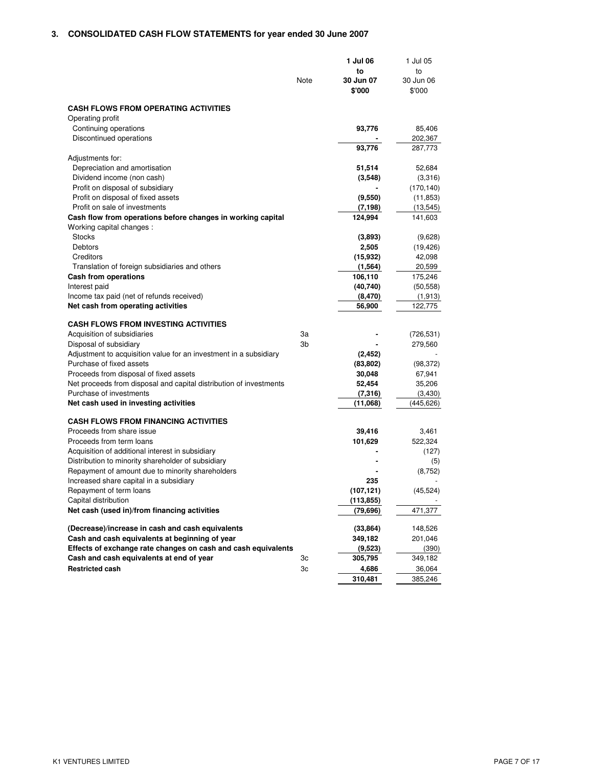## 3. CONSOLIDATED CASH FLOW STATEMENTS for year ended 30 June 2007

| | Note | 1 Jul 06 to 30 Jun 07 $'000 | 1 Jul 05 to 30 Jun 06 $'000 |
|---|---|---|---|
| **CASH FLOWS FROM OPERATING ACTIVITIES** | | | |
| Operating profit | | | |
| Continuing operations | | **93,776** | 85,406 |
| Discontinued operations | | **-** | 202,367 |
| | | **93,776** | 287,773 |
| Adjustments for: | | | |
| Depreciation and amortisation | | **51,514** | 52,684 |
| Dividend income (non cash) | | **(3,548)** | (3,316) |
| Profit on disposal of subsidiary | | **-** | (170,140) |
| Profit on disposal of fixed assets | | **(9,550)** | (11,853) |
| Profit on sale of investments | | **(7,198)** | (13,545) |
| **Cash flow from operations before changes in working capital** | | **124,994** | 141,603 |
| Working capital changes : | | | |
| Stocks | | **(3,893)** | (9,628) |
| Debtors | | **2,505** | (19,426) |
| Creditors | | **(15,932)** | 42,098 |
| Translation of foreign subsidiaries and others | | **(1,564)** | 20,599 |
| **Cash from operations** | | **106,110** | 175,246 |
| Interest paid | | **(40,740)** | (50,558) |
| Income tax paid (net of refunds received) | | **(8,470)** | (1,913) |
| **Net cash from operating activities** | | **56,900** | 122,775 |
| **CASH FLOWS FROM INVESTING ACTIVITIES** | | | |
| Acquisition of subsidiaries | 3a | **-** | (726,531) |
| Disposal of subsidiary | 3b | **-** | 279,560 |
| Adjustment to acquisition value for an investment in a subsidiary | | **(2,452)** | - |
| Purchase of fixed assets | | **(83,802)** | (98,372) |
| Proceeds from disposal of fixed assets | | **30,048** | 67,941 |
| Net proceeds from disposal and capital distribution of investments | | **52,454** | 35,206 |
| Purchase of investments | | **(7,316)** | (3,430) |
| **Net cash used in investing activities** | | **(11,068)** | (445,626) |
| **CASH FLOWS FROM FINANCING ACTIVITIES** | | | |
| Proceeds from share issue | | **39,416** | 3,461 |
| Proceeds from term loans | | **101,629** | 522,324 |
| Acquisition of additional interest in subsidiary | | **-** | (127) |
| Distribution to minority shareholder of subsidiary | | **-** | (5) |
| Repayment of amount due to minority shareholders | | **-** | (8,752) |
| Increased share capital in a subsidiary | | **235** | - |
| Repayment of term loans | | **(107,121)** | (45,524) |
| Capital distribution | | **(113,855)** | - |
| **Net cash (used in)/from financing activities** | | **(79,696)** | 471,377 |
| **(Decrease)/increase in cash and cash equivalents** | | **(33,864)** | 148,526 |
| **Cash and cash equivalents at beginning of year** | | **349,182** | 201,046 |
| **Effects of exchange rate changes on cash and cash equivalents** | | **(9,523)** | (390) |
| **Cash and cash equivalents at end of year** | 3c | **305,795** | 349,182 |
| **Restricted cash** | 3c | **4,686** | 36,064 |
| | | **310,481** | 385,246 |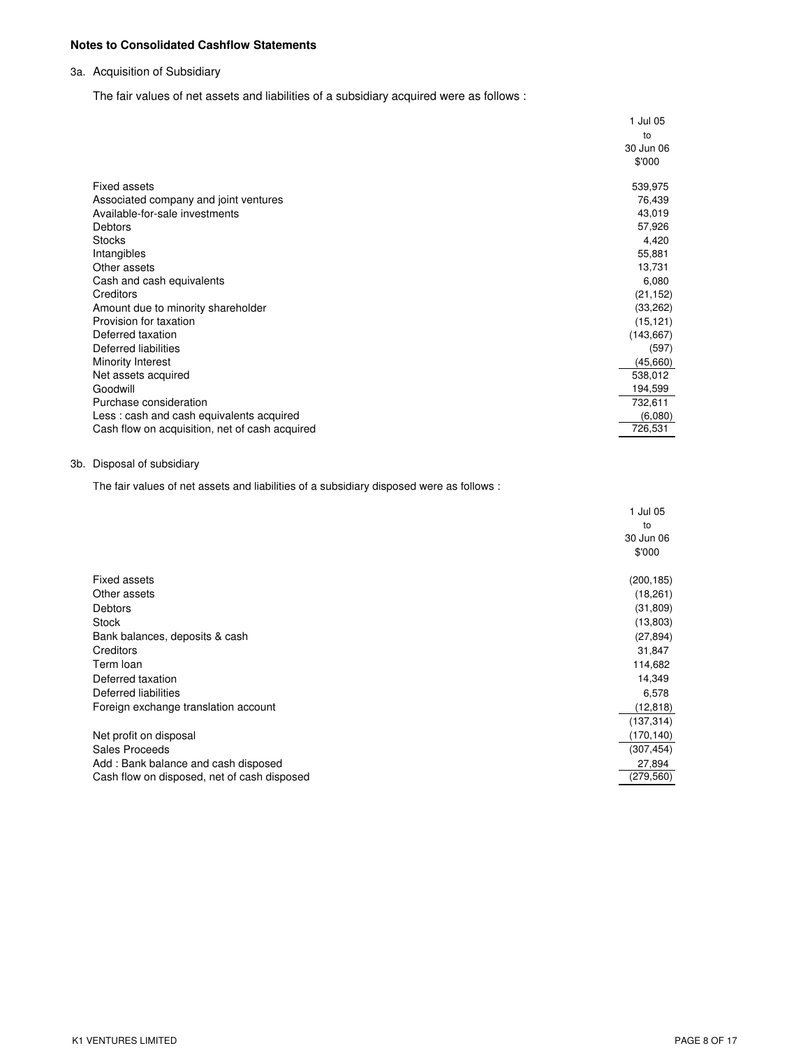**Notes to Consolidated Cashflow Statements**

3a. Acquisition of Subsidiary

The fair values of net assets and liabilities of a subsidiary acquired were as follows :

| | 1 Jul 05 to 30 Jun 06 |
|---|---|
| | $'000 |
| Fixed assets | 539,975 |
| Associated company and joint ventures | 76,439 |
| Available-for-sale investments | 43,019 |
| Debtors | 57,926 |
| Stocks | 4,420 |
| Intangibles | 55,881 |
| Other assets | 13,731 |
| Cash and cash equivalents | 6,080 |
| Creditors | (21,152) |
| Amount due to minority shareholder | (33,262) |
| Provision for taxation | (15,121) |
| Deferred taxation | (143,667) |
| Deferred liabilities | (597) |
| Minority Interest | (45,660) |
| Net assets acquired | 538,012 |
| Goodwill | 194,599 |
| Purchase consideration | 732,611 |
| Less : cash and cash equivalents acquired | (6,080) |
| Cash flow on acquisition, net of cash acquired | 726,531 |

3b. Disposal of subsidiary

The fair values of net assets and liabilities of a subsidiary disposed were as follows :

| | 1 Jul 05 to 30 Jun 06 |
|---|---|
| | $'000 |
| Fixed assets | (200,185) |
| Other assets | (18,261) |
| Debtors | (31,809) |
| Stock | (13,803) |
| Bank balances, deposits & cash | (27,894) |
| Creditors | 31,847 |
| Term loan | 114,682 |
| Deferred taxation | 14,349 |
| Deferred liabilities | 6,578 |
| Foreign exchange translation account | (12,818) |
| | (137,314) |
| Net profit on disposal | (170,140) |
| Sales Proceeds | (307,454) |
| Add : Bank balance and cash disposed | 27,894 |
| Cash flow on disposed, net of cash disposed | (279,560) |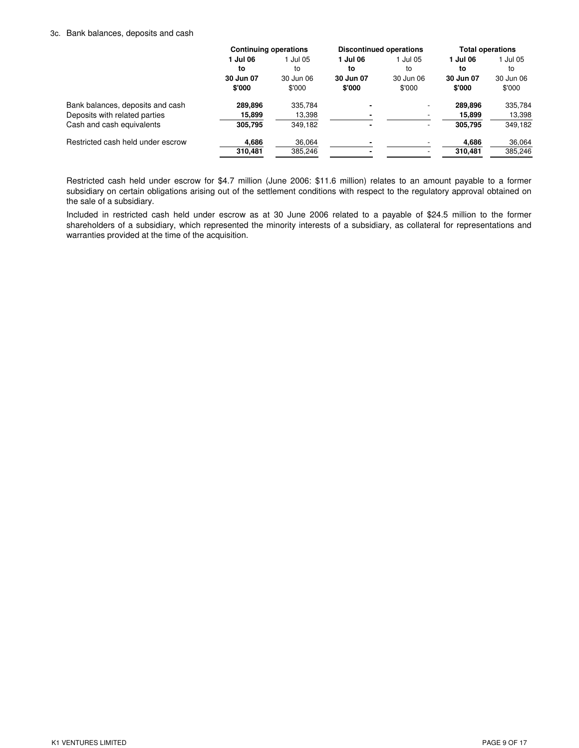3c. Bank balances, deposits and cash

| | Continuing operations | | Discontinued operations | | Total operations | |
|---|---|---|---|---|---|---|
| | **1 Jul 06 to 30 Jun 07 $'000** | 1 Jul 05 to 30 Jun 06 $'000 | **1 Jul 06 to 30 Jun 07 $'000** | 1 Jul 05 to 30 Jun 06 $'000 | **1 Jul 06 to 30 Jun 07 $'000** | 1 Jul 05 to 30 Jun 06 $'000 |
| Bank balances, deposits and cash | **289,896** | 335,784 | **-** | - | **289,896** | 335,784 |
| Deposits with related parties | **15,899** | 13,398 | **-** | - | **15,899** | 13,398 |
| Cash and cash equivalents | **305,795** | 349,182 | **-** | - | **305,795** | 349,182 |
| Restricted cash held under escrow | **4,686** | 36,064 | **-** | - | **4,686** | 36,064 |
| | **310,481** | 385,246 | **-** | - | **310,481** | 385,246 |

Restricted cash held under escrow for $4.7 million (June 2006: $11.6 million) relates to an amount payable to a former subsidiary on certain obligations arising out of the settlement conditions with respect to the regulatory approval obtained on the sale of a subsidiary.

Included in restricted cash held under escrow as at 30 June 2006 related to a payable of $24.5 million to the former shareholders of a subsidiary, which represented the minority interests of a subsidiary, as collateral for representations and warranties provided at the time of the acquisition.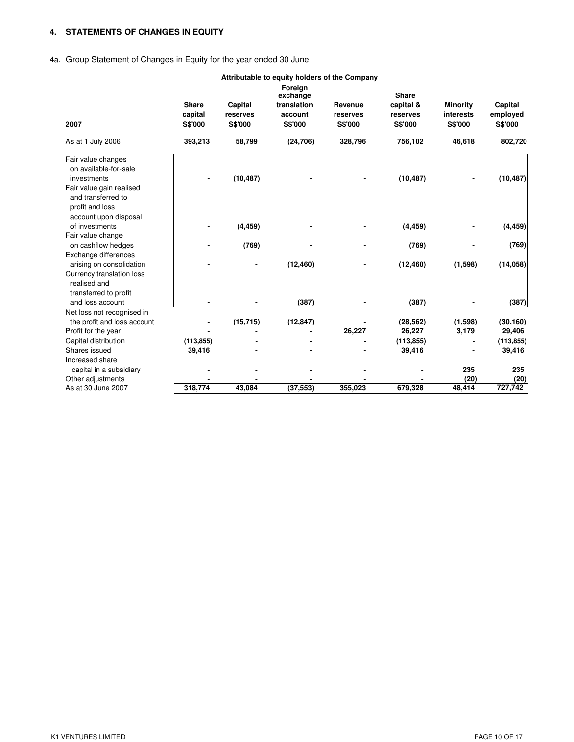## 4. STATEMENTS OF CHANGES IN EQUITY

4a. Group Statement of Changes in Equity for the year ended 30 June

| | Attributable to equity holders of the Company | | | | | | |
|---|---|---|---|---|---|---|---|
| **2007** | **Share capital S$'000** | **Capital reserves S$'000** | **Foreign exchange translation account S$'000** | **Revenue reserves S$'000** | **Share capital & reserves S$'000** | **Minority interests S$'000** | **Capital employed S$'000** |
| As at 1 July 2006 | **393,213** | **58,799** | **(24,706)** | **328,796** | **756,102** | **46,618** | **802,720** |
| Fair value changes on available-for-sale investments | **-** | **(10,487)** | **-** | **-** | **(10,487)** | **-** | **(10,487)** |
| Fair value gain realised and transferred to profit and loss account upon disposal of investments | **-** | **(4,459)** | **-** | **-** | **(4,459)** | **-** | **(4,459)** |
| Fair value change on cashflow hedges | **-** | **(769)** | **-** | **-** | **(769)** | **-** | **(769)** |
| Exchange differences arising on consolidation | **-** | **-** | **(12,460)** | **-** | **(12,460)** | **(1,598)** | **(14,058)** |
| Currency translation loss realised and transferred to profit and loss account | **-** | **-** | **(387)** | **-** | **(387)** | **-** | **(387)** |
| Net loss not recognised in the profit and loss account | **-** | **(15,715)** | **(12,847)** | **-** | **(28,562)** | **(1,598)** | **(30,160)** |
| Profit for the year | **-** | **-** | **-** | **26,227** | **26,227** | **3,179** | **29,406** |
| Capital distribution | **(113,855)** | **-** | **-** | **-** | **(113,855)** | **-** | **(113,855)** |
| Shares issued | **39,416** | **-** | **-** | **-** | **39,416** | **-** | **39,416** |
| Increased share capital in a subsidiary | **-** | **-** | **-** | **-** | **-** | **235** | **235** |
| Other adjustments | **-** | **-** | **-** | **-** | **-** | **(20)** | **(20)** |
| As at 30 June 2007 | **318,774** | **43,084** | **(37,553)** | **355,023** | **679,328** | **48,414** | **727,742** |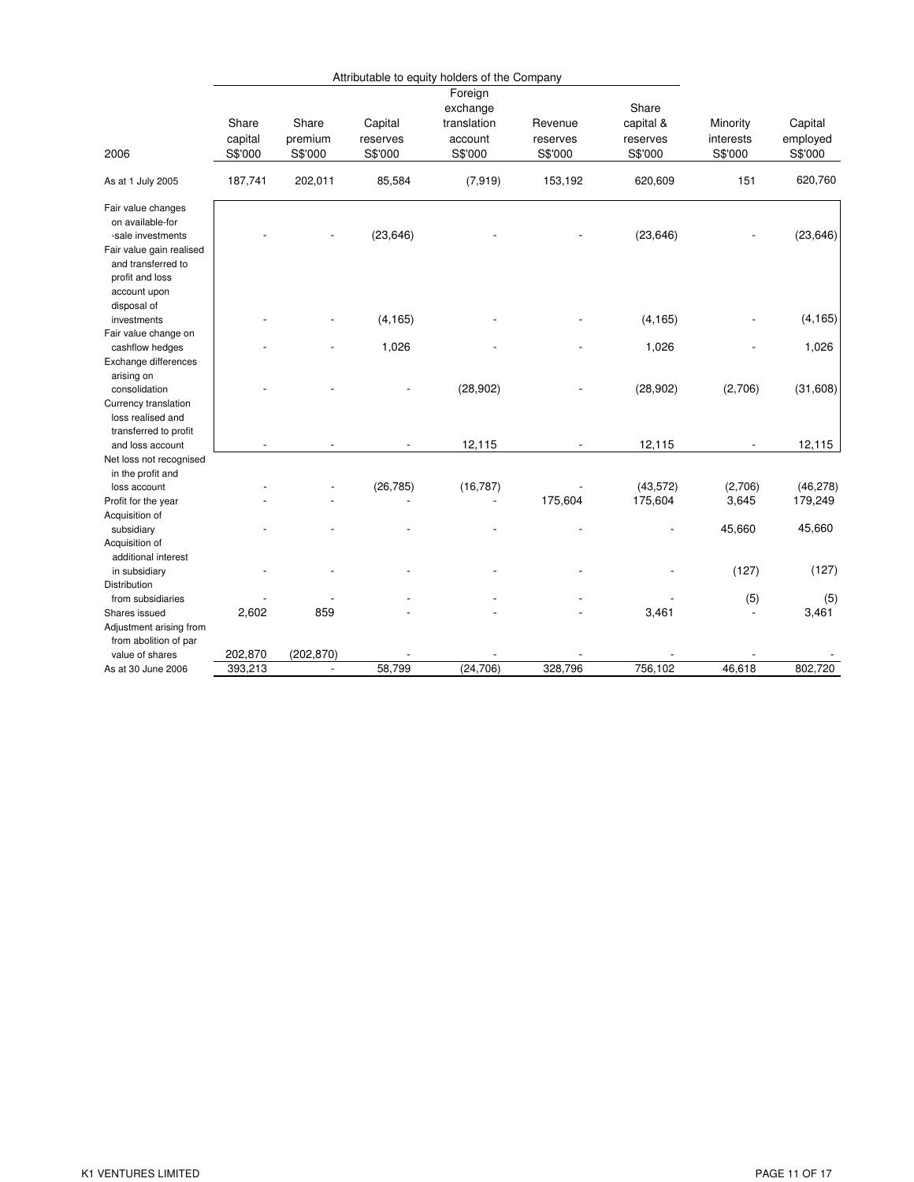| 2006 | Share capital S$'000 | Share premium S$'000 | Capital reserves S$'000 | Foreign exchange translation account S$'000 | Revenue reserves S$'000 | Share capital & reserves S$'000 | Minority interests S$'000 | Capital employed S$'000 |
|---|---|---|---|---|---|---|---|---|
| | Attributable to equity holders of the Company | | | | | | | |
| As at 1 July 2005 | 187,741 | 202,011 | 85,584 | (7,919) | 153,192 | 620,609 | 151 | 620,760 |
| Fair value changes on available-for-sale investments | - | - | (23,646) | - | - | (23,646) | - | (23,646) |
| Fair value gain realised and transferred to profit and loss account upon disposal of investments | - | - | (4,165) | - | - | (4,165) | - | (4,165) |
| Fair value change on cashflow hedges | - | - | 1,026 | - | - | 1,026 | - | 1,026 |
| Exchange differences arising on consolidation | - | - | - | (28,902) | - | (28,902) | (2,706) | (31,608) |
| Currency translation loss realised and transferred to profit and loss account | - | - | - | 12,115 | - | 12,115 | - | 12,115 |
| Net loss not recognised in the profit and loss account | - | - | (26,785) | (16,787) | - | (43,572) | (2,706) | (46,278) |
| Profit for the year | - | - | - | - | 175,604 | 175,604 | 3,645 | 179,249 |
| Acquisition of subsidiary | - | - | - | - | - | - | 45,660 | 45,660 |
| Acquisition of additional interest in subsidiary | - | - | - | - | - | - | (127) | (127) |
| Distribution from subsidiaries | - | - | - | - | - | - | (5) | (5) |
| Shares issued | 2,602 | 859 | - | - | - | 3,461 | - | 3,461 |
| Adjustment arising from from abolition of par value of shares | 202,870 | (202,870) | - | - | - | - | - | - |
| As at 30 June 2006 | 393,213 | - | 58,799 | (24,706) | 328,796 | 756,102 | 46,618 | 802,720 |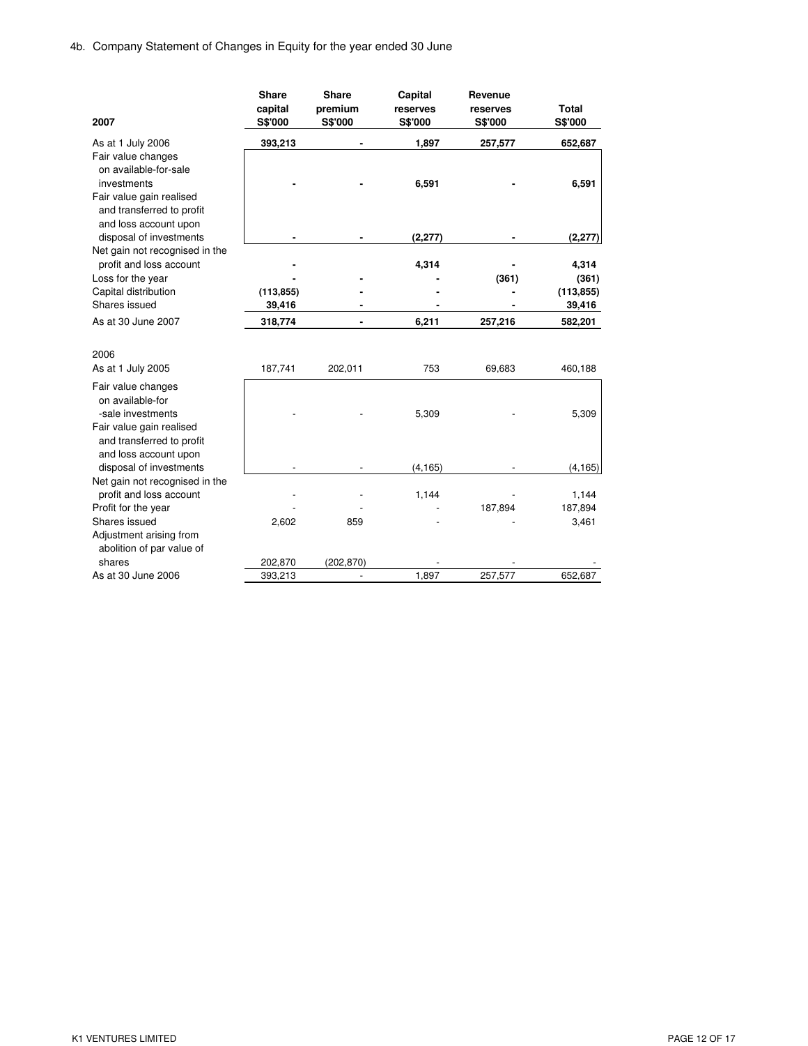4b. Company Statement of Changes in Equity for the year ended 30 June

| 2007 | Share capital S$'000 | Share premium S$'000 | Capital reserves S$'000 | Revenue reserves S$'000 | Total S$'000 |
|---|---|---|---|---|---|
| As at 1 July 2006 | **393,213** | **-** | **1,897** | **257,577** | **652,687** |
| Fair value changes on available-for-sale investments | **-** | **-** | **6,591** | **-** | **6,591** |
| Fair value gain realised and transferred to profit and loss account upon disposal of investments | **-** | **-** | **(2,277)** | **-** | **(2,277)** |
| Net gain not recognised in the profit and loss account | **-** | **-** | **4,314** | **-** | **4,314** |
| Loss for the year | **-** | **-** | **-** | **(361)** | **(361)** |
| Capital distribution | **(113,855)** | **-** | **-** | **-** | **(113,855)** |
| Shares issued | **39,416** | **-** | **-** | **-** | **39,416** |
| As at 30 June 2007 | **318,774** | **-** | **6,211** | **257,216** | **582,201** |
| | | | | | |
| 2006 | | | | | |
| As at 1 July 2005 | 187,741 | 202,011 | 753 | 69,683 | 460,188 |
| Fair value changes on available-for -sale investments | - | - | 5,309 | - | 5,309 |
| Fair value gain realised and transferred to profit and loss account upon disposal of investments | - | - | (4,165) | - | (4,165) |
| Net gain not recognised in the profit and loss account | - | - | 1,144 | - | 1,144 |
| Profit for the year | - | - | - | 187,894 | 187,894 |
| Shares issued | 2,602 | 859 | - | - | 3,461 |
| Adjustment arising from abolition of par value of shares | 202,870 | (202,870) | - | - | - |
| As at 30 June 2006 | 393,213 | - | 1,897 | 257,577 | 652,687 |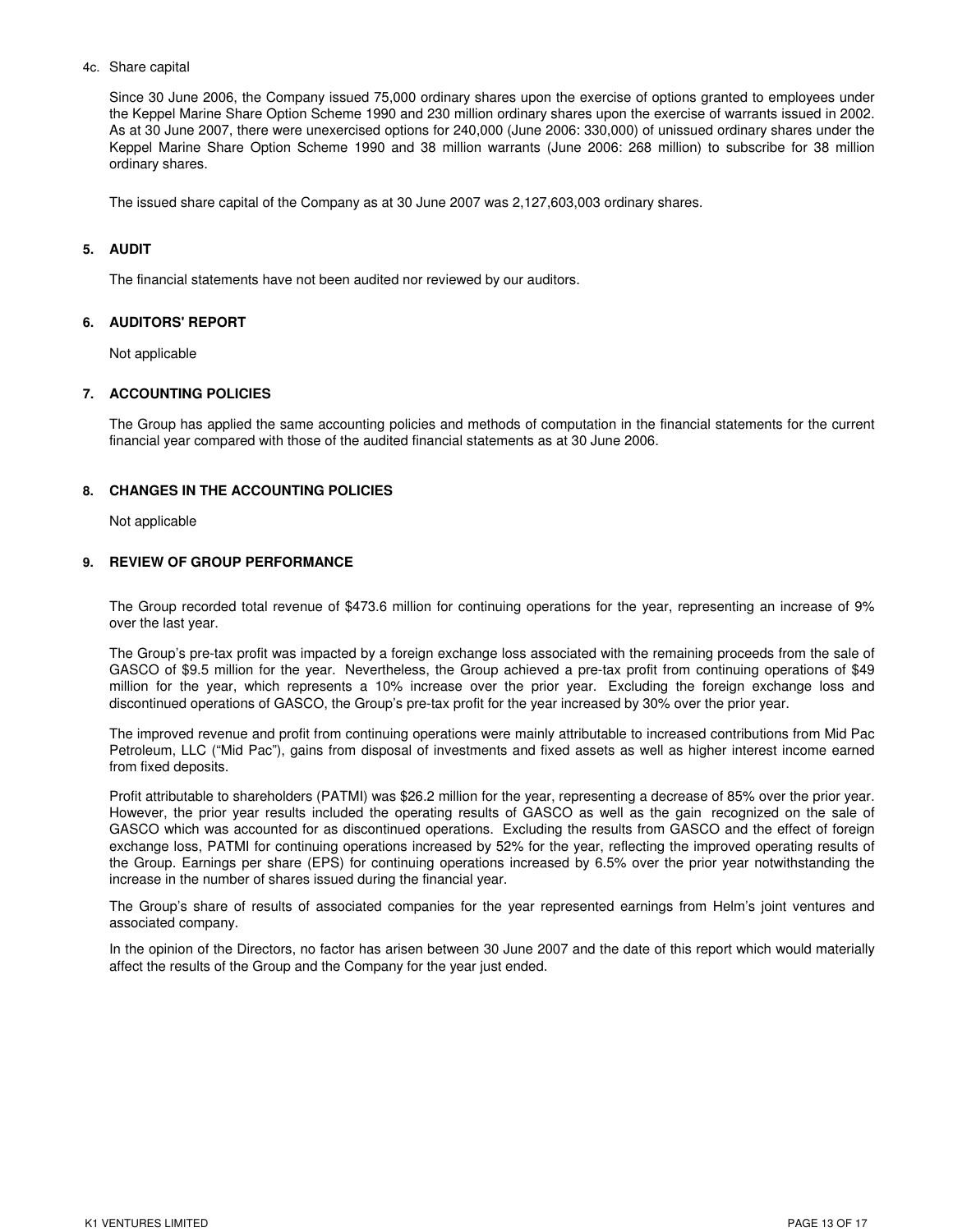4c. Share capital

Since 30 June 2006, the Company issued 75,000 ordinary shares upon the exercise of options granted to employees under the Keppel Marine Share Option Scheme 1990 and 230 million ordinary shares upon the exercise of warrants issued in 2002. As at 30 June 2007, there were unexercised options for 240,000 (June 2006: 330,000) of unissued ordinary shares under the Keppel Marine Share Option Scheme 1990 and 38 million warrants (June 2006: 268 million) to subscribe for 38 million ordinary shares.

The issued share capital of the Company as at 30 June 2007 was 2,127,603,003 ordinary shares.

## 5. AUDIT

The financial statements have not been audited nor reviewed by our auditors.

## 6. AUDITORS' REPORT

Not applicable

## 7. ACCOUNTING POLICIES

The Group has applied the same accounting policies and methods of computation in the financial statements for the current financial year compared with those of the audited financial statements as at 30 June 2006.

## 8. CHANGES IN THE ACCOUNTING POLICIES

Not applicable

## 9. REVIEW OF GROUP PERFORMANCE

The Group recorded total revenue of $473.6 million for continuing operations for the year, representing an increase of 9% over the last year.

The Group's pre-tax profit was impacted by a foreign exchange loss associated with the remaining proceeds from the sale of GASCO of $9.5 million for the year. Nevertheless, the Group achieved a pre-tax profit from continuing operations of $49 million for the year, which represents a 10% increase over the prior year. Excluding the foreign exchange loss and discontinued operations of GASCO, the Group's pre-tax profit for the year increased by 30% over the prior year.

The improved revenue and profit from continuing operations were mainly attributable to increased contributions from Mid Pac Petroleum, LLC ("Mid Pac"), gains from disposal of investments and fixed assets as well as higher interest income earned from fixed deposits.

Profit attributable to shareholders (PATMI) was $26.2 million for the year, representing a decrease of 85% over the prior year. However, the prior year results included the operating results of GASCO as well as the gain recognized on the sale of GASCO which was accounted for as discontinued operations. Excluding the results from GASCO and the effect of foreign exchange loss, PATMI for continuing operations increased by 52% for the year, reflecting the improved operating results of the Group. Earnings per share (EPS) for continuing operations increased by 6.5% over the prior year notwithstanding the increase in the number of shares issued during the financial year.

The Group's share of results of associated companies for the year represented earnings from Helm's joint ventures and associated company.

In the opinion of the Directors, no factor has arisen between 30 June 2007 and the date of this report which would materially affect the results of the Group and the Company for the year just ended.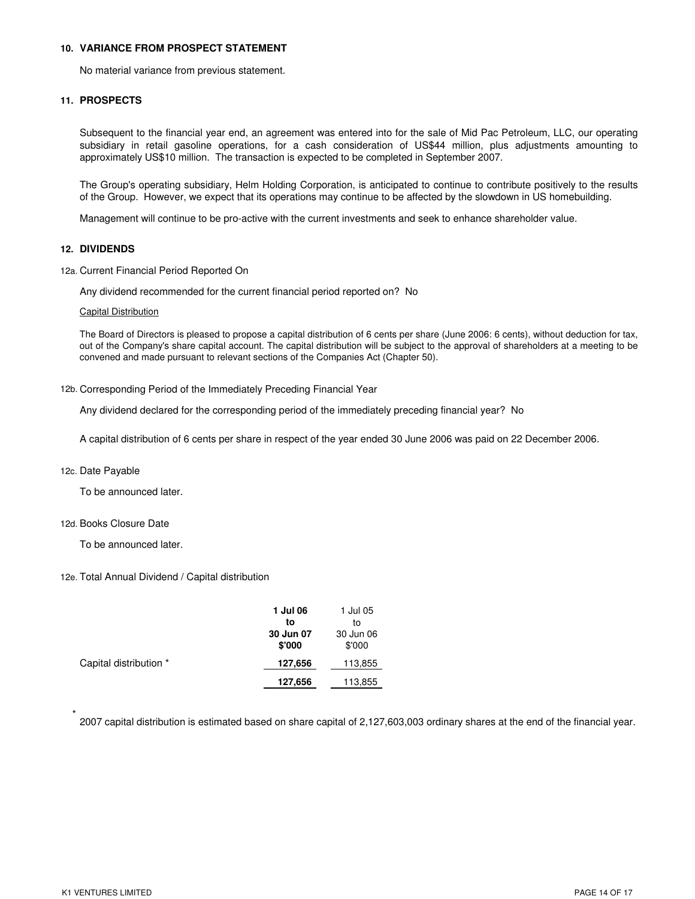## 10. VARIANCE FROM PROSPECT STATEMENT

No material variance from previous statement.

## 11. PROSPECTS

Subsequent to the financial year end, an agreement was entered into for the sale of Mid Pac Petroleum, LLC, our operating subsidiary in retail gasoline operations, for a cash consideration of US$44 million, plus adjustments amounting to approximately US$10 million. The transaction is expected to be completed in September 2007.

The Group's operating subsidiary, Helm Holding Corporation, is anticipated to continue to contribute positively to the results of the Group. However, we expect that its operations may continue to be affected by the slowdown in US homebuilding.

Management will continue to be pro-active with the current investments and seek to enhance shareholder value.

## 12. DIVIDENDS

12a. Current Financial Period Reported On

Any dividend recommended for the current financial period reported on? No

Capital Distribution

The Board of Directors is pleased to propose a capital distribution of 6 cents per share (June 2006: 6 cents), without deduction for tax, out of the Company's share capital account. The capital distribution will be subject to the approval of shareholders at a meeting to be convened and made pursuant to relevant sections of the Companies Act (Chapter 50).

12b. Corresponding Period of the Immediately Preceding Financial Year

Any dividend declared for the corresponding period of the immediately preceding financial year? No

A capital distribution of 6 cents per share in respect of the year ended 30 June 2006 was paid on 22 December 2006.

12c. Date Payable

To be announced later.

12d. Books Closure Date

To be announced later.

12e. Total Annual Dividend / Capital distribution

| | **1 Jul 06 to 30 Jun 07 $'000** | 1 Jul 05 to 30 Jun 06 $'000 |
|---|---|---|
| Capital distribution * | **127,656** | 113,855 |
| | **127,656** | 113,855 |

\* 2007 capital distribution is estimated based on share capital of 2,127,603,003 ordinary shares at the end of the financial year.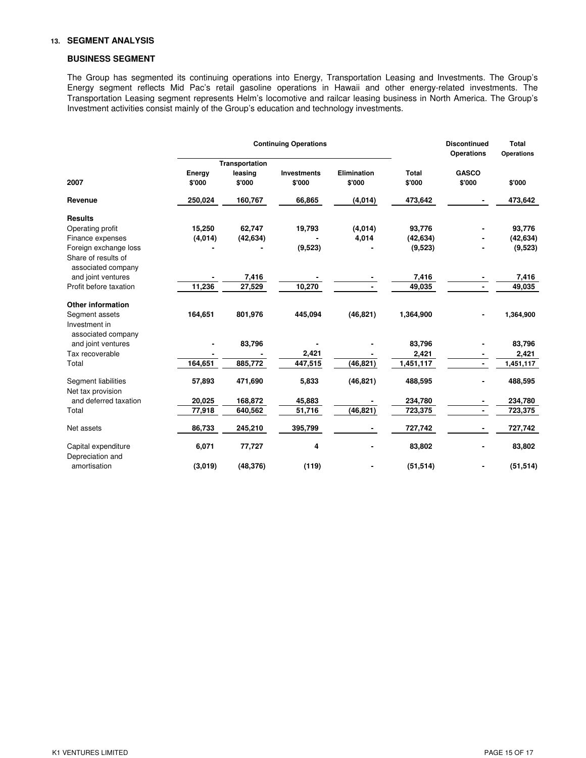## 13. SEGMENT ANALYSIS

### BUSINESS SEGMENT

The Group has segmented its continuing operations into Energy, Transportation Leasing and Investments. The Group's Energy segment reflects Mid Pac's retail gasoline operations in Hawaii and other energy-related investments. The Transportation Leasing segment represents Helm's locomotive and railcar leasing business in North America. The Group's Investment activities consist mainly of the Group's education and technology investments.

| | Continuing Operations | | | | | Discontinued Operations | Total Operations |
|---|---|---|---|---|---|---|---|
| **2007** | **Energy $'000** | **Transportation leasing $'000** | **Investments $'000** | **Elimination $'000** | **Total $'000** | **GASCO $'000** | **$'000** |
| **Revenue** | 250,024 | 160,767 | 66,865 | (4,014) | 473,642 | - | 473,642 |
| **Results** | | | | | | | |
| Operating profit | 15,250 | 62,747 | 19,793 | (4,014) | 93,776 | - | 93,776 |
| Finance expenses | (4,014) | (42,634) | - | 4,014 | (42,634) | - | (42,634) |
| Foreign exchange loss | - | - | (9,523) | - | (9,523) | - | (9,523) |
| Share of results of associated company and joint ventures | - | 7,416 | - | - | 7,416 | - | 7,416 |
| Profit before taxation | 11,236 | 27,529 | 10,270 | - | 49,035 | - | 49,035 |
| **Other information** | | | | | | | |
| Segment assets | 164,651 | 801,976 | 445,094 | (46,821) | 1,364,900 | - | 1,364,900 |
| Investment in associated company and joint ventures | - | 83,796 | - | - | 83,796 | - | 83,796 |
| Tax recoverable | - | - | 2,421 | - | 2,421 | - | 2,421 |
| Total | 164,651 | 885,772 | 447,515 | (46,821) | 1,451,117 | - | 1,451,117 |
| Segment liabilities | 57,893 | 471,690 | 5,833 | (46,821) | 488,595 | - | 488,595 |
| Net tax provision and deferred taxation | 20,025 | 168,872 | 45,883 | - | 234,780 | - | 234,780 |
| Total | 77,918 | 640,562 | 51,716 | (46,821) | 723,375 | - | 723,375 |
| Net assets | 86,733 | 245,210 | 395,799 | - | 727,742 | - | 727,742 |
| Capital expenditure | 6,071 | 77,727 | 4 | - | 83,802 | - | 83,802 |
| Depreciation and amortisation | (3,019) | (48,376) | (119) | - | (51,514) | - | (51,514) |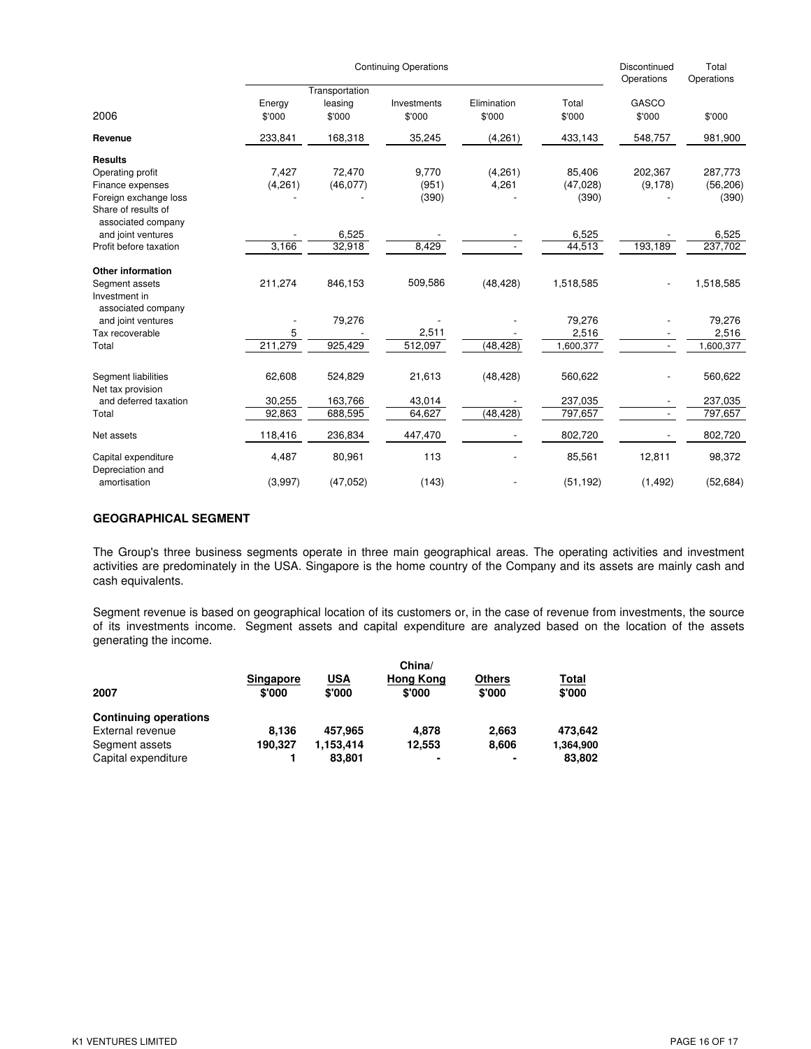| 2006 | Continuing Operations | | | | | Discontinued Operations | Total Operations |
|---|---|---|---|---|---|---|---|
| | Energy | Transportation leasing | Investments | Elimination | Total | GASCO | |
| | $'000 | $'000 | $'000 | $'000 | $'000 | $'000 | $'000 |
| **Revenue** | 233,841 | 168,318 | 35,245 | (4,261) | 433,143 | 548,757 | 981,900 |
| **Results** | | | | | | | |
| Operating profit | 7,427 | 72,470 | 9,770 | (4,261) | 85,406 | 202,367 | 287,773 |
| Finance expenses | (4,261) | (46,077) | (951) | 4,261 | (47,028) | (9,178) | (56,206) |
| Foreign exchange loss | - | - | (390) | - | (390) | - | (390) |
| Share of results of associated company and joint ventures | - | 6,525 | - | - | 6,525 | - | 6,525 |
| Profit before taxation | 3,166 | 32,918 | 8,429 | - | 44,513 | 193,189 | 237,702 |
| **Other information** | | | | | | | |
| Segment assets | 211,274 | 846,153 | 509,586 | (48,428) | 1,518,585 | - | 1,518,585 |
| Investment in associated company and joint ventures | - | 79,276 | - | - | 79,276 | - | 79,276 |
| Tax recoverable | 5 | - | 2,511 | - | 2,516 | - | 2,516 |
| Total | 211,279 | 925,429 | 512,097 | (48,428) | 1,600,377 | - | 1,600,377 |
| Segment liabilities | 62,608 | 524,829 | 21,613 | (48,428) | 560,622 | - | 560,622 |
| Net tax provision and deferred taxation | 30,255 | 163,766 | 43,014 | - | 237,035 | - | 237,035 |
| Total | 92,863 | 688,595 | 64,627 | (48,428) | 797,657 | - | 797,657 |
| Net assets | 118,416 | 236,834 | 447,470 | - | 802,720 | - | 802,720 |
| Capital expenditure | 4,487 | 80,961 | 113 | - | 85,561 | 12,811 | 98,372 |
| Depreciation and amortisation | (3,997) | (47,052) | (143) | - | (51,192) | (1,492) | (52,684) |

**GEOGRAPHICAL SEGMENT**

The Group's three business segments operate in three main geographical areas. The operating activities and investment activities are predominately in the USA. Singapore is the home country of the Company and its assets are mainly cash and cash equivalents.

Segment revenue is based on geographical location of its customers or, in the case of revenue from investments, the source of its investments income. Segment assets and capital expenditure are analyzed based on the location of the assets generating the income.

| **2007** | **Singapore** | **USA** | **China/ Hong Kong** | **Others** | **Total** |
|---|---|---|---|---|---|
| | **$'000** | **$'000** | **$'000** | **$'000** | **$'000** |
| **Continuing operations** | | | | | |
| External revenue | **8,136** | **457,965** | **4,878** | **2,663** | **473,642** |
| Segment assets | **190,327** | **1,153,414** | **12,553** | **8,606** | **1,364,900** |
| Capital expenditure | **1** | **83,801** | **-** | **-** | **83,802** |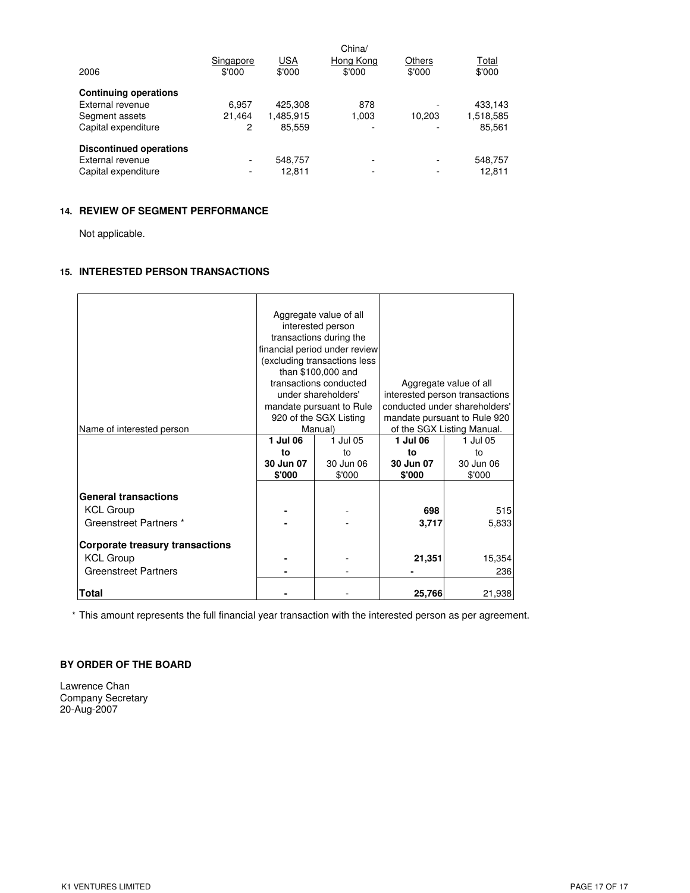| 2006 | Singapore $'000 | USA $'000 | China/ Hong Kong $'000 | Others $'000 | Total $'000 |
|---|---|---|---|---|---|
| **Continuing operations** | | | | | |
| External revenue | 6,957 | 425,308 | 878 | - | 433,143 |
| Segment assets | 21,464 | 1,485,915 | 1,003 | 10,203 | 1,518,585 |
| Capital expenditure | 2 | 85,559 | - | - | 85,561 |
| **Discontinued operations** | | | | | |
| External revenue | - | 548,757 | - | - | 548,757 |
| Capital expenditure | - | 12,811 | - | - | 12,811 |

## 14. REVIEW OF SEGMENT PERFORMANCE

Not applicable.

## 15. INTERESTED PERSON TRANSACTIONS

| Name of interested person | Aggregate value of all interested person transactions during the financial period under review (excluding transactions less than $100,000 and transactions conducted under shareholders' mandate pursuant to Rule 920 of the SGX Listing Manual) | | Aggregate value of all interested person transactions conducted under shareholders' mandate pursuant to Rule 920 of the SGX Listing Manual. | |
|---|---|---|---|---|
| | **1 Jul 06 to 30 Jun 07 $'000** | 1 Jul 05 to 30 Jun 06 $'000 | **1 Jul 06 to 30 Jun 07 $'000** | 1 Jul 05 to 30 Jun 06 $'000 |
| **General transactions** | | | | |
| KCL Group | **-** | - | **698** | 515 |
| Greenstreet Partners * | **-** | - | **3,717** | 5,833 |
| **Corporate treasury transactions** | | | | |
| KCL Group | **-** | - | **21,351** | 15,354 |
| Greenstreet Partners | **-** | - | **-** | 236 |
| **Total** | **-** | - | **25,766** | 21,938 |

\* This amount represents the full financial year transaction with the interested person as per agreement.

**BY ORDER OF THE BOARD**

Lawrence Chan
Company Secretary
20-Aug-2007